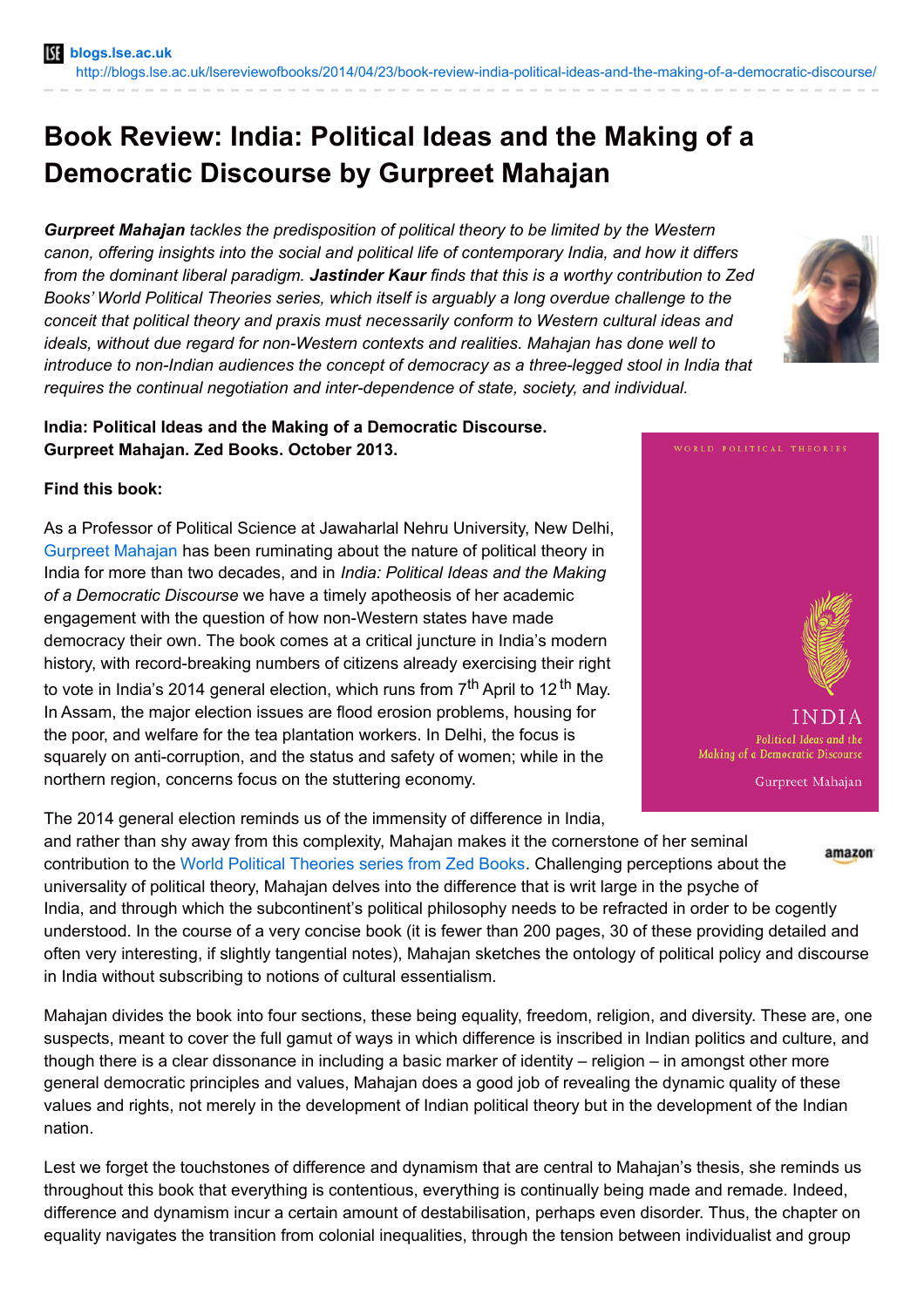blogs.lse.ac.uk
http://blogs.lse.ac.uk/lsereviewofbooks/2014/04/23/book-review-india-political-ideas-and-the-making-of-a-democratic-discourse/

# Book Review: India: Political Ideas and the Making of a Democratic Discourse by Gurpreet Mahajan

***Gurpreet Mahajan** tackles the predisposition of political theory to be limited by the Western canon, offering insights into the social and political life of contemporary India, and how it differs from the dominant liberal paradigm. **Jastinder Kaur** finds that this is a worthy contribution to Zed Books' World Political Theories series, which itself is arguably a long overdue challenge to the conceit that political theory and praxis must necessarily conform to Western cultural ideas and ideals, without due regard for non-Western contexts and realities. Mahajan has done well to introduce to non-Indian audiences the concept of democracy as a three-legged stool in India that requires the continual negotiation and inter-dependence of state, society, and individual.*

**India: Political Ideas and the Making of a Democratic Discourse. Gurpreet Mahajan. Zed Books. October 2013.**

**Find this book:**

As a Professor of Political Science at Jawaharlal Nehru University, New Delhi, Gurpreet Mahajan has been ruminating about the nature of political theory in India for more than two decades, and in *India: Political Ideas and the Making of a Democratic Discourse* we have a timely apotheosis of her academic engagement with the question of how non-Western states have made democracy their own. The book comes at a critical juncture in India's modern history, with record-breaking numbers of citizens already exercising their right to vote in India's 2014 general election, which runs from 7th April to 12th May. In Assam, the major election issues are flood erosion problems, housing for the poor, and welfare for the tea plantation workers. In Delhi, the focus is squarely on anti-corruption, and the status and safety of women; while in the northern region, concerns focus on the stuttering economy.

The 2014 general election reminds us of the immensity of difference in India, and rather than shy away from this complexity, Mahajan makes it the cornerstone of her seminal contribution to the World Political Theories series from Zed Books. Challenging perceptions about the universality of political theory, Mahajan delves into the difference that is writ large in the psyche of India, and through which the subcontinent's political philosophy needs to be refracted in order to be cogently understood. In the course of a very concise book (it is fewer than 200 pages, 30 of these providing detailed and often very interesting, if slightly tangential notes), Mahajan sketches the ontology of political policy and discourse in India without subscribing to notions of cultural essentialism.

Mahajan divides the book into four sections, these being equality, freedom, religion, and diversity. These are, one suspects, meant to cover the full gamut of ways in which difference is inscribed in Indian politics and culture, and though there is a clear dissonance in including a basic marker of identity – religion – in amongst other more general democratic principles and values, Mahajan does a good job of revealing the dynamic quality of these values and rights, not merely in the development of Indian political theory but in the development of the Indian nation.

Lest we forget the touchstones of difference and dynamism that are central to Mahajan's thesis, she reminds us throughout this book that everything is contentious, everything is continually being made and remade. Indeed, difference and dynamism incur a certain amount of destabilisation, perhaps even disorder. Thus, the chapter on equality navigates the transition from colonial inequalities, through the tension between individualist and group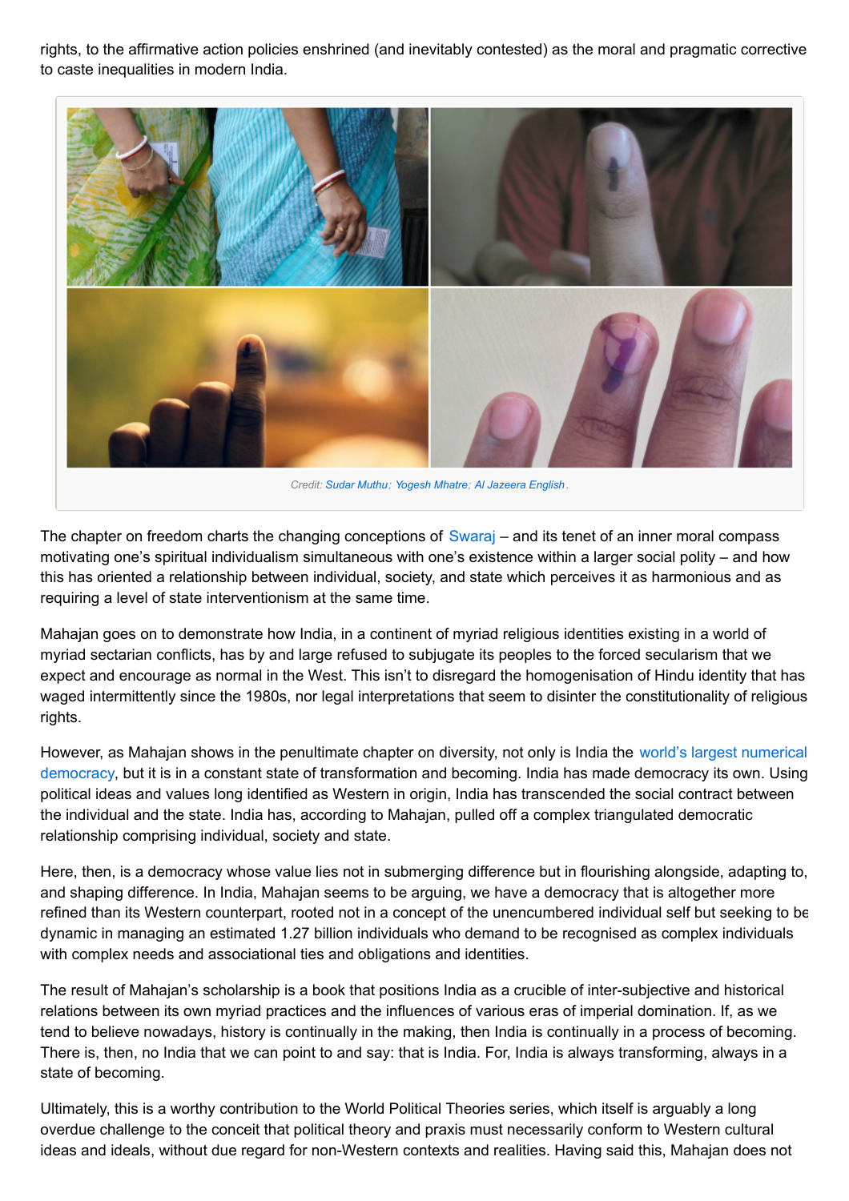rights, to the affirmative action policies enshrined (and inevitably contested) as the moral and pragmatic corrective to caste inequalities in modern India.

Credit: Sudar Muthu; Yogesh Mhatre; Al Jazeera English.

The chapter on freedom charts the changing conceptions of Swaraj – and its tenet of an inner moral compass motivating one's spiritual individualism simultaneous with one's existence within a larger social polity – and how this has oriented a relationship between individual, society, and state which perceives it as harmonious and as requiring a level of state interventionism at the same time.

Mahajan goes on to demonstrate how India, in a continent of myriad religious identities existing in a world of myriad sectarian conflicts, has by and large refused to subjugate its peoples to the forced secularism that we expect and encourage as normal in the West. This isn't to disregard the homogenisation of Hindu identity that has waged intermittently since the 1980s, nor legal interpretations that seem to disinter the constitutionality of religious rights.

However, as Mahajan shows in the penultimate chapter on diversity, not only is India the world's largest numerical democracy, but it is in a constant state of transformation and becoming. India has made democracy its own. Using political ideas and values long identified as Western in origin, India has transcended the social contract between the individual and the state. India has, according to Mahajan, pulled off a complex triangulated democratic relationship comprising individual, society and state.

Here, then, is a democracy whose value lies not in submerging difference but in flourishing alongside, adapting to, and shaping difference. In India, Mahajan seems to be arguing, we have a democracy that is altogether more refined than its Western counterpart, rooted not in a concept of the unencumbered individual self but seeking to be dynamic in managing an estimated 1.27 billion individuals who demand to be recognised as complex individuals with complex needs and associational ties and obligations and identities.

The result of Mahajan's scholarship is a book that positions India as a crucible of inter-subjective and historical relations between its own myriad practices and the influences of various eras of imperial domination. If, as we tend to believe nowadays, history is continually in the making, then India is continually in a process of becoming. There is, then, no India that we can point to and say: that is India. For, India is always transforming, always in a state of becoming.

Ultimately, this is a worthy contribution to the World Political Theories series, which itself is arguably a long overdue challenge to the conceit that political theory and praxis must necessarily conform to Western cultural ideas and ideals, without due regard for non-Western contexts and realities. Having said this, Mahajan does not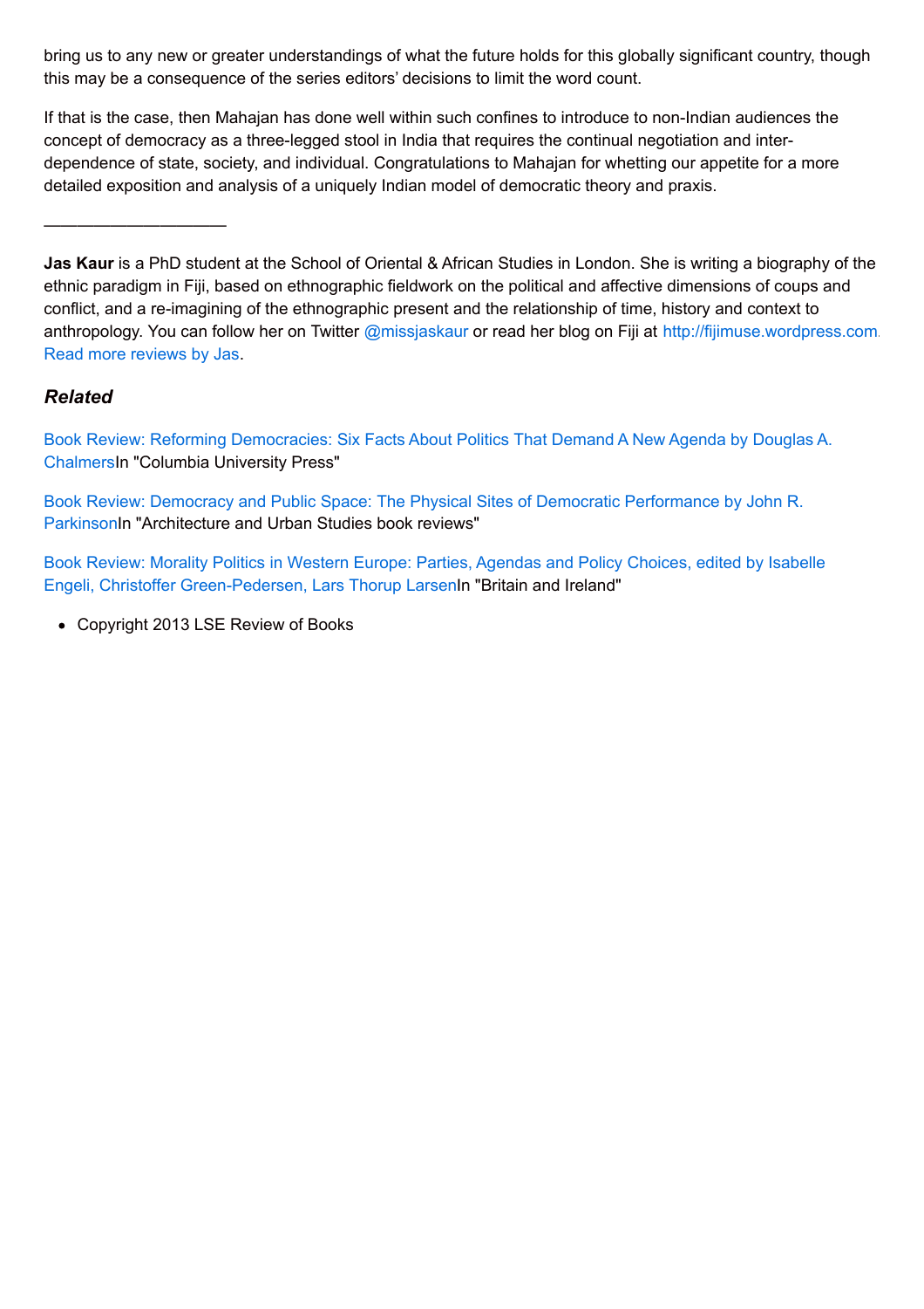bring us to any new or greater understandings of what the future holds for this globally significant country, though this may be a consequence of the series editors' decisions to limit the word count.

If that is the case, then Mahajan has done well within such confines to introduce to non-Indian audiences the concept of democracy as a three-legged stool in India that requires the continual negotiation and inter-dependence of state, society, and individual. Congratulations to Mahajan for whetting our appetite for a more detailed exposition and analysis of a uniquely Indian model of democratic theory and praxis.

———————————

**Jas Kaur** is a PhD student at the School of Oriental & African Studies in London. She is writing a biography of the ethnic paradigm in Fiji, based on ethnographic fieldwork on the political and affective dimensions of coups and conflict, and a re-imagining of the ethnographic present and the relationship of time, history and context to anthropology. You can follow her on Twitter @missjaskaur or read her blog on Fiji at http://fijimuse.wordpress.com. Read more reviews by Jas.

### *Related*

Book Review: Reforming Democracies: Six Facts About Politics That Demand A New Agenda by Douglas A. ChalmersIn "Columbia University Press"

Book Review: Democracy and Public Space: The Physical Sites of Democratic Performance by John R. ParkinsonIn "Architecture and Urban Studies book reviews"

Book Review: Morality Politics in Western Europe: Parties, Agendas and Policy Choices, edited by Isabelle Engeli, Christoffer Green-Pedersen, Lars Thorup LarsenIn "Britain and Ireland"

- Copyright 2013 LSE Review of Books